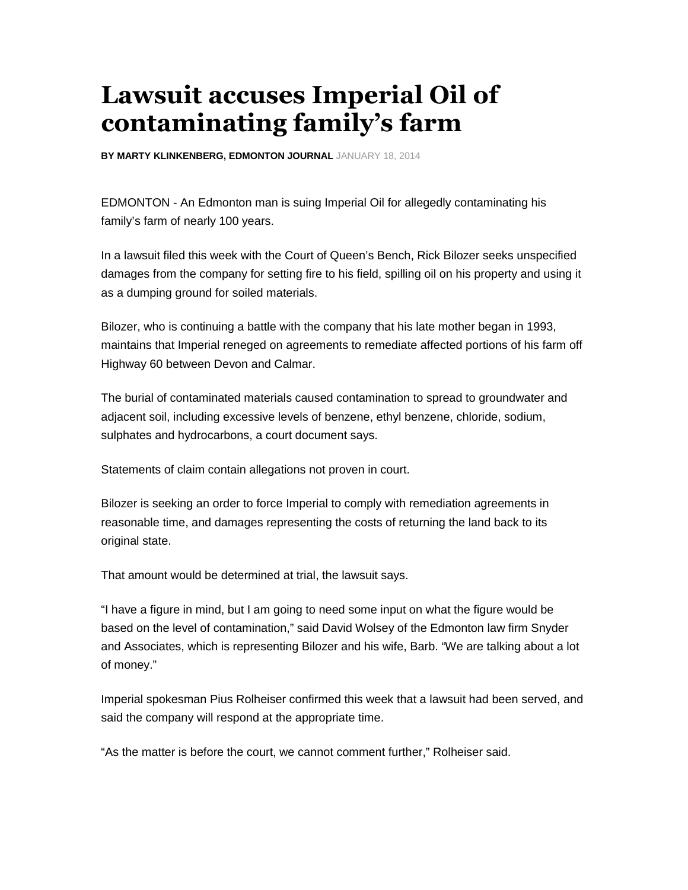# Lawsuit accuses Imperial Oil of contaminating family's farm

**BY MARTY KLINKENBERG, EDMONTON JOURNAL** JANUARY 18, 2014

EDMONTON - An Edmonton man is suing Imperial Oil for allegedly contaminating his family's farm of nearly 100 years.

In a lawsuit filed this week with the Court of Queen's Bench, Rick Bilozer seeks unspecified damages from the company for setting fire to his field, spilling oil on his property and using it as a dumping ground for soiled materials.

Bilozer, who is continuing a battle with the company that his late mother began in 1993, maintains that Imperial reneged on agreements to remediate affected portions of his farm off Highway 60 between Devon and Calmar.

The burial of contaminated materials caused contamination to spread to groundwater and adjacent soil, including excessive levels of benzene, ethyl benzene, chloride, sodium, sulphates and hydrocarbons, a court document says.

Statements of claim contain allegations not proven in court.

Bilozer is seeking an order to force Imperial to comply with remediation agreements in reasonable time, and damages representing the costs of returning the land back to its original state.

That amount would be determined at trial, the lawsuit says.

"I have a figure in mind, but I am going to need some input on what the figure would be based on the level of contamination," said David Wolsey of the Edmonton law firm Snyder and Associates, which is representing Bilozer and his wife, Barb. "We are talking about a lot of money."

Imperial spokesman Pius Rolheiser confirmed this week that a lawsuit had been served, and said the company will respond at the appropriate time.

"As the matter is before the court, we cannot comment further," Rolheiser said.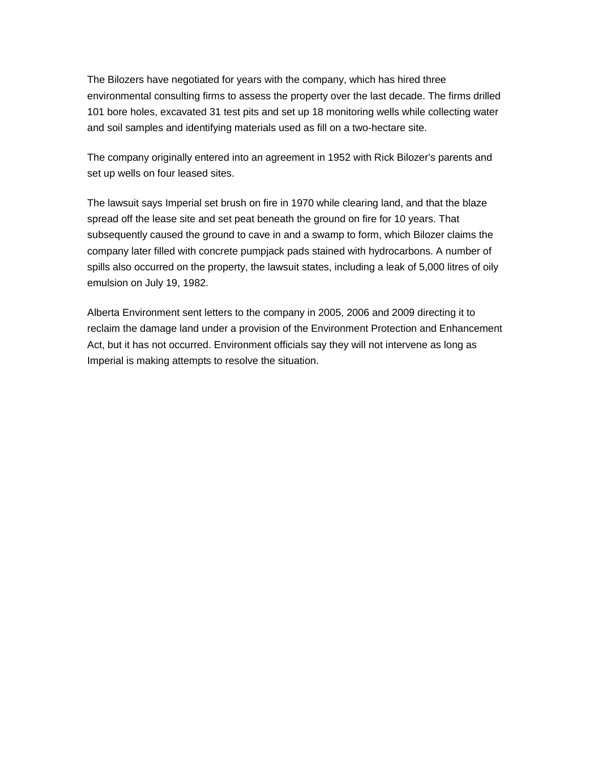The Bilozers have negotiated for years with the company, which has hired three environmental consulting firms to assess the property over the last decade. The firms drilled 101 bore holes, excavated 31 test pits and set up 18 monitoring wells while collecting water and soil samples and identifying materials used as fill on a two-hectare site.

The company originally entered into an agreement in 1952 with Rick Bilozer's parents and set up wells on four leased sites.

The lawsuit says Imperial set brush on fire in 1970 while clearing land, and that the blaze spread off the lease site and set peat beneath the ground on fire for 10 years. That subsequently caused the ground to cave in and a swamp to form, which Bilozer claims the company later filled with concrete pumpjack pads stained with hydrocarbons. A number of spills also occurred on the property, the lawsuit states, including a leak of 5,000 litres of oily emulsion on July 19, 1982.

Alberta Environment sent letters to the company in 2005, 2006 and 2009 directing it to reclaim the damage land under a provision of the Environment Protection and Enhancement Act, but it has not occurred. Environment officials say they will not intervene as long as Imperial is making attempts to resolve the situation.